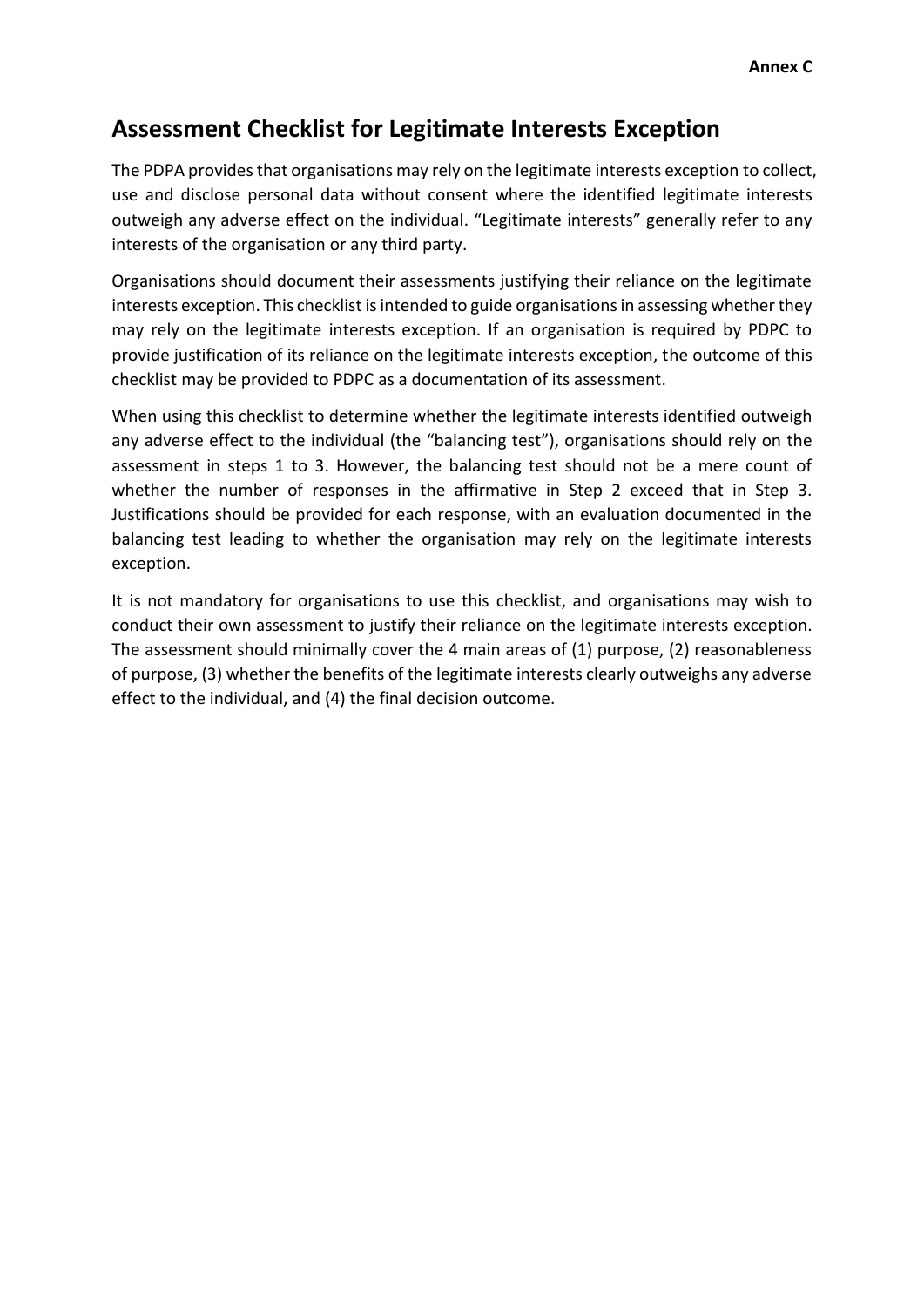**Annex C**

# Assessment Checklist for Legitimate Interests Exception

The PDPA provides that organisations may rely on the legitimate interests exception to collect, use and disclose personal data without consent where the identified legitimate interests outweigh any adverse effect on the individual. "Legitimate interests" generally refer to any interests of the organisation or any third party.

Organisations should document their assessments justifying their reliance on the legitimate interests exception. This checklist is intended to guide organisations in assessing whether they may rely on the legitimate interests exception. If an organisation is required by PDPC to provide justification of its reliance on the legitimate interests exception, the outcome of this checklist may be provided to PDPC as a documentation of its assessment.

When using this checklist to determine whether the legitimate interests identified outweigh any adverse effect to the individual (the "balancing test"), organisations should rely on the assessment in steps 1 to 3. However, the balancing test should not be a mere count of whether the number of responses in the affirmative in Step 2 exceed that in Step 3. Justifications should be provided for each response, with an evaluation documented in the balancing test leading to whether the organisation may rely on the legitimate interests exception.

It is not mandatory for organisations to use this checklist, and organisations may wish to conduct their own assessment to justify their reliance on the legitimate interests exception. The assessment should minimally cover the 4 main areas of (1) purpose, (2) reasonableness of purpose, (3) whether the benefits of the legitimate interests clearly outweighs any adverse effect to the individual, and (4) the final decision outcome.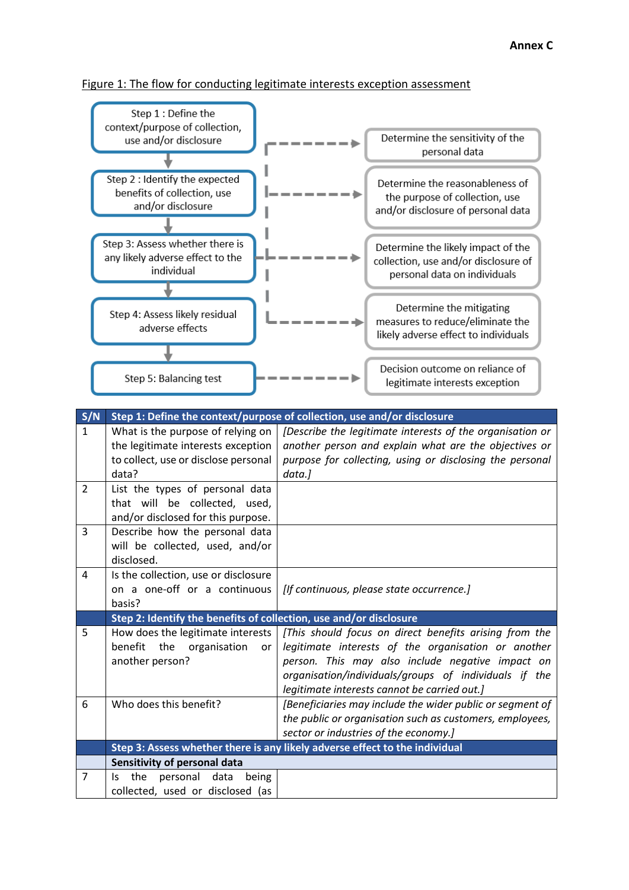**Annex C**

Figure 1: The flow for conducting legitimate interests exception assessment

| Step | Outcome |
|---|---|
| Step 1 : Define the context/purpose of collection, use and/or disclosure | Determine the sensitivity of the personal data |
| Step 2 : Identify the expected benefits of collection, use and/or disclosure | Determine the reasonableness of the purpose of collection, use and/or disclosure of personal data |
| Step 3: Assess whether there is any likely adverse effect to the individual | Determine the likely impact of the collection, use and/or disclosure of personal data on individuals |
| Step 4: Assess likely residual adverse effects | Determine the mitigating measures to reduce/eliminate the likely adverse effect to individuals |
| Step 5: Balancing test | Decision outcome on reliance of legitimate interests exception |

| S/N | Step 1: Define the context/purpose of collection, use and/or disclosure | |
|---|---|---|
| 1 | What is the purpose of relying on the legitimate interests exception to collect, use or disclose personal data? | *[Describe the legitimate interests of the organisation or another person and explain what are the objectives or purpose for collecting, using or disclosing the personal data.]* |
| 2 | List the types of personal data that will be collected, used, and/or disclosed for this purpose. | |
| 3 | Describe how the personal data will be collected, used, and/or disclosed. | |
| 4 | Is the collection, use or disclosure on a one-off or a continuous basis? | *[If continuous, please state occurrence.]* |
| | **Step 2: Identify the benefits of collection, use and/or disclosure** | |
| 5 | How does the legitimate interests benefit the organisation or another person? | *[This should focus on direct benefits arising from the legitimate interests of the organisation or another person. This may also include negative impact on organisation/individuals/groups of individuals if the legitimate interests cannot be carried out.]* |
| 6 | Who does this benefit? | *[Beneficiaries may include the wider public or segment of the public or organisation such as customers, employees, sector or industries of the economy.]* |
| | **Step 3: Assess whether there is any likely adverse effect to the individual** | |
| | **Sensitivity of personal data** | |
| 7 | Is the personal data being collected, used or disclosed (as | |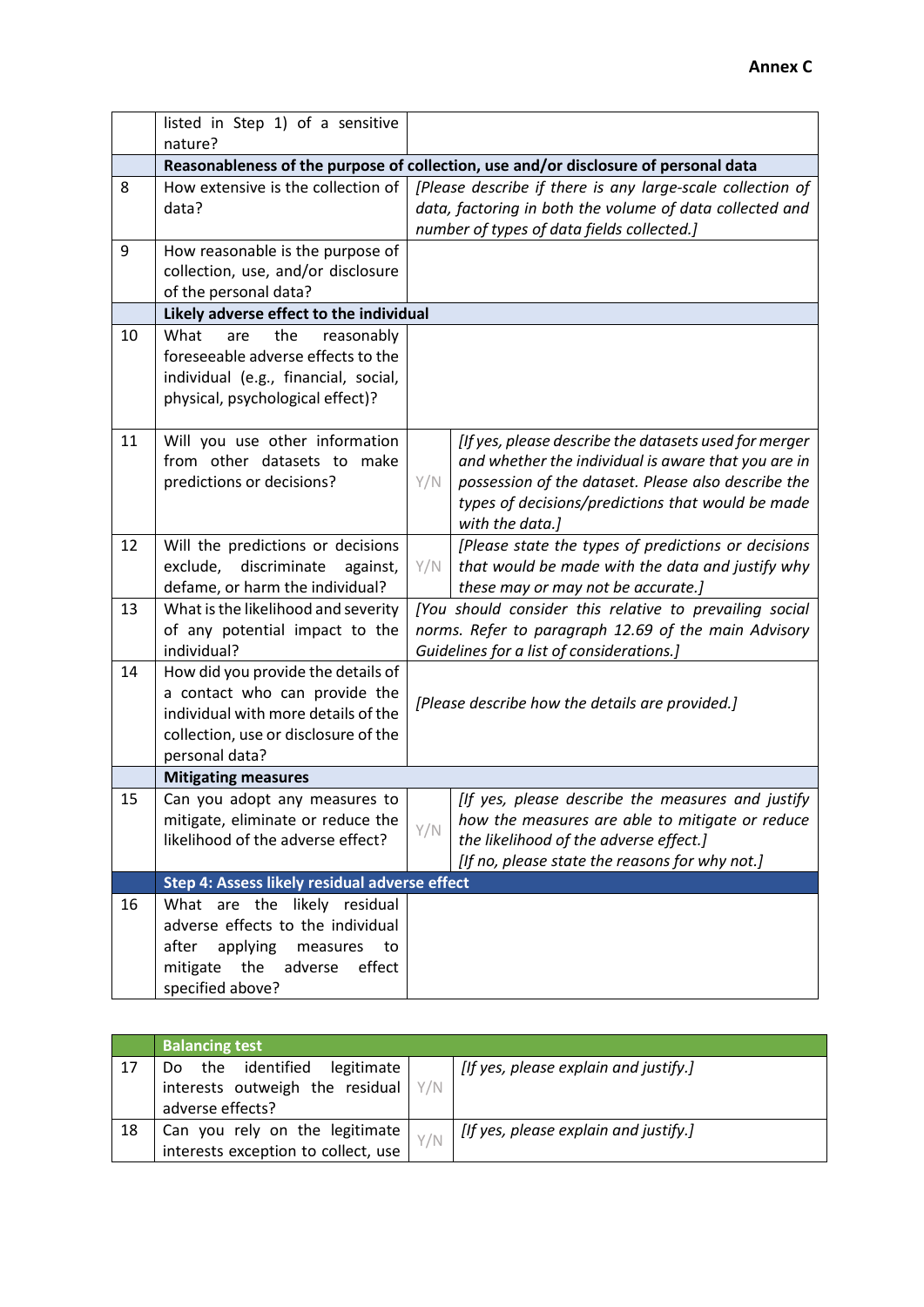| | | | |
|---|---|---|---|
| | listed in Step 1) of a sensitive nature? | | |
| | **Reasonableness of the purpose of collection, use and/or disclosure of personal data** | | |
| 8 | How extensive is the collection of data? | *[Please describe if there is any large-scale collection of data, factoring in both the volume of data collected and number of types of data fields collected.]* | |
| 9 | How reasonable is the purpose of collection, use, and/or disclosure of the personal data? | | |
| | **Likely adverse effect to the individual** | | |
| 10 | What are the reasonably foreseeable adverse effects to the individual (e.g., financial, social, physical, psychological effect)? | | |
| 11 | Will you use other information from other datasets to make predictions or decisions? | Y/N | *[If yes, please describe the datasets used for merger and whether the individual is aware that you are in possession of the dataset. Please also describe the types of decisions/predictions that would be made with the data.]* |
| 12 | Will the predictions or decisions exclude, discriminate against, defame, or harm the individual? | Y/N | *[Please state the types of predictions or decisions that would be made with the data and justify why these may or may not be accurate.]* |
| 13 | What is the likelihood and severity of any potential impact to the individual? | *[You should consider this relative to prevailing social norms. Refer to paragraph 12.69 of the main Advisory Guidelines for a list of considerations.]* | |
| 14 | How did you provide the details of a contact who can provide the individual with more details of the collection, use or disclosure of the personal data? | *[Please describe how the details are provided.]* | |
| | **Mitigating measures** | | |
| 15 | Can you adopt any measures to mitigate, eliminate or reduce the likelihood of the adverse effect? | Y/N | *[If yes, please describe the measures and justify how the measures are able to mitigate or reduce the likelihood of the adverse effect.]* *[If no, please state the reasons for why not.]* |
| | **Step 4: Assess likely residual adverse effect** | | |
| 16 | What are the likely residual adverse effects to the individual after applying measures to mitigate the adverse effect specified above? | | |

| | **Balancing test** | | |
|---|---|---|---|
| 17 | Do the identified legitimate interests outweigh the residual adverse effects? | Y/N | *[If yes, please explain and justify.]* |
| 18 | Can you rely on the legitimate interests exception to collect, use | Y/N | *[If yes, please explain and justify.]* |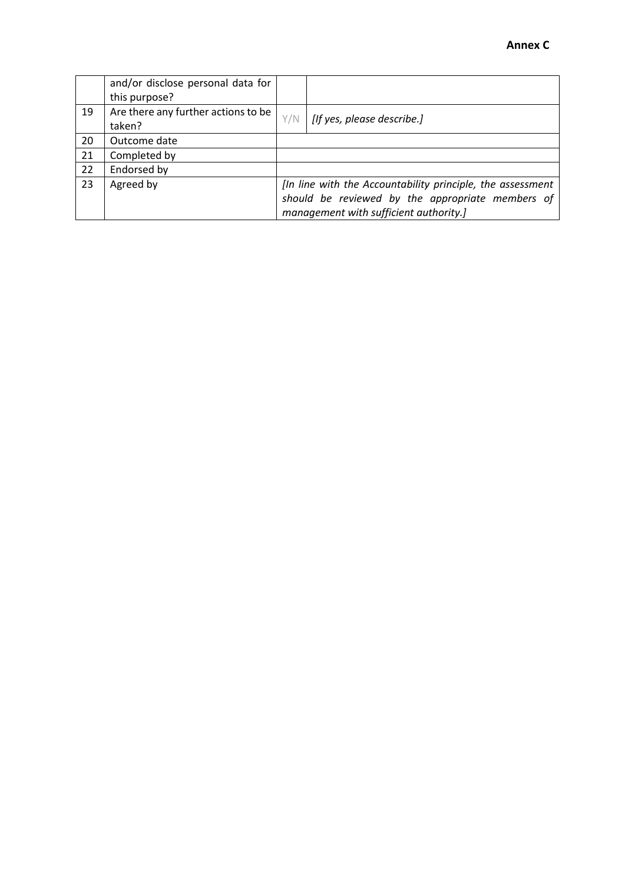**Annex C**

| | | | |
|---|---|---|---|
| | and/or disclose personal data for this purpose? | | |
| 19 | Are there any further actions to be taken? | Y/N | *[If yes, please describe.]* |
| 20 | Outcome date | | |
| 21 | Completed by | | |
| 22 | Endorsed by | | |
| 23 | Agreed by | *[In line with the Accountability principle, the assessment should be reviewed by the appropriate members of management with sufficient authority.]* | |